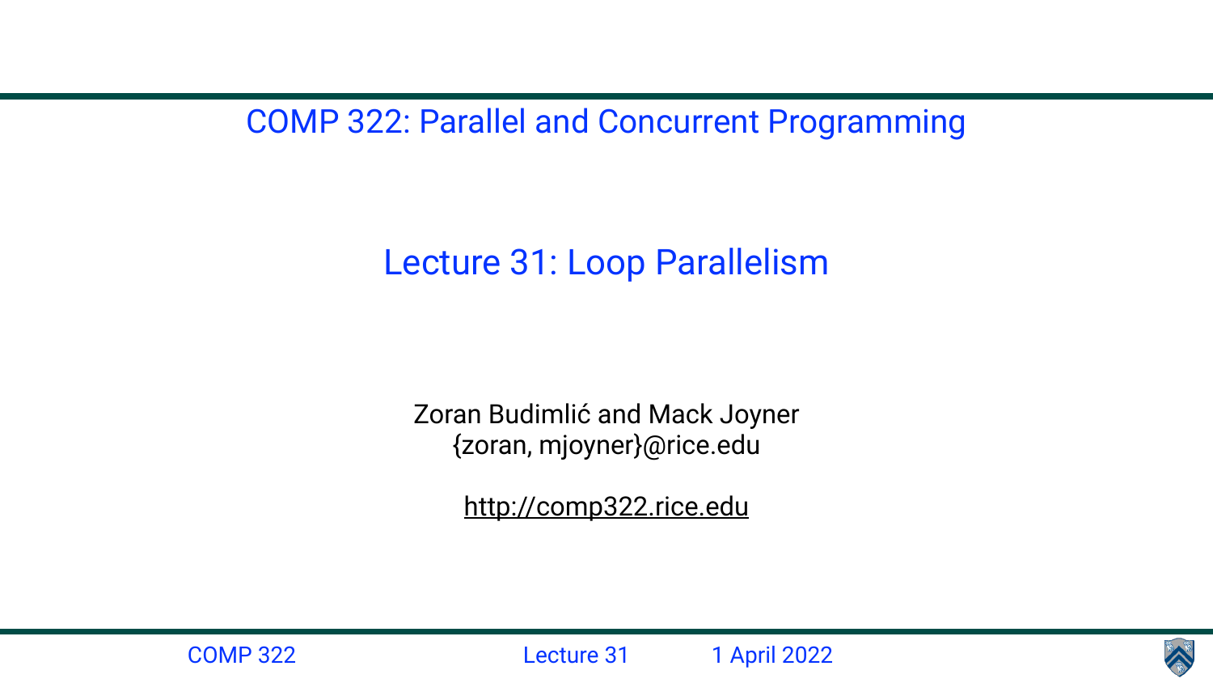COMP 322: Parallel and Concurrent Programming

# Lecture 31: Loop Parallelism

Zoran Budimlić and Mack Joyner
{zoran, mjoyner}@rice.edu

http://comp322.rice.edu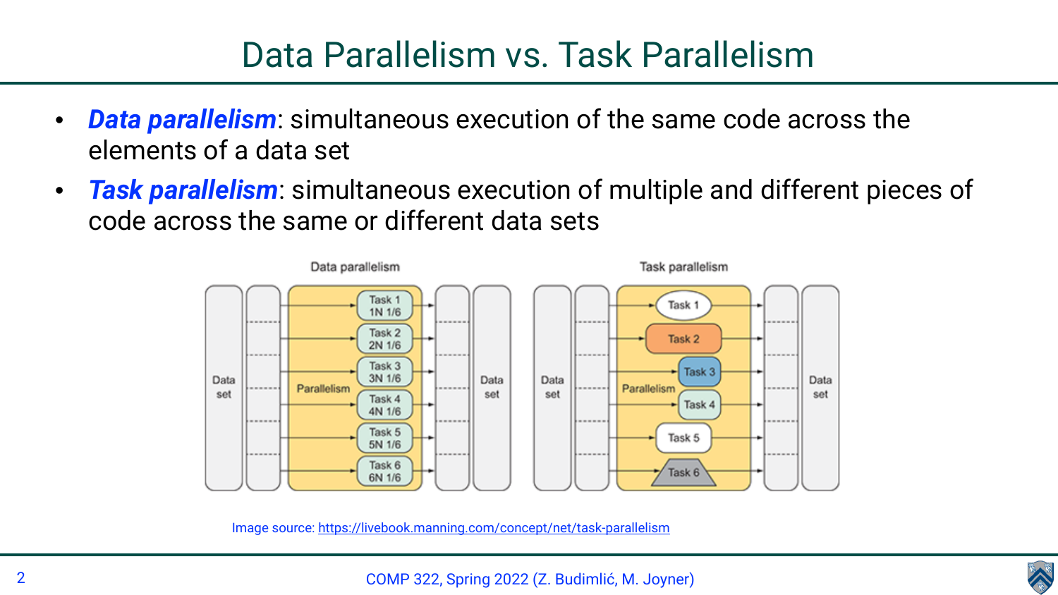# Data Parallelism vs. Task Parallelism

- ***Data parallelism***: simultaneous execution of the same code across the elements of a data set
- ***Task parallelism***: simultaneous execution of multiple and different pieces of code across the same or different data sets

Image source: https://livebook.manning.com/concept/net/task-parallelism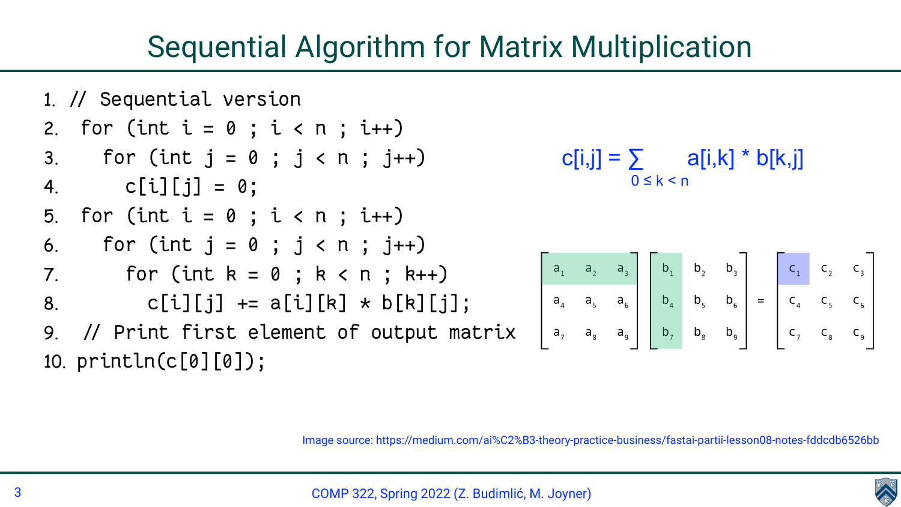# Sequential Algorithm for Matrix Multiplication

```
1. // Sequential version
2.  for (int i = 0 ; i < n ; i++)
3.    for (int j = 0 ; j < n ; j++)
4.      c[i][j] = 0;
5.  for (int i = 0 ; i < n ; i++)
6.    for (int j = 0 ; j < n ; j++)
7.      for (int k = 0 ; k < n ; k++)
8.        c[i][j] += a[i][k] * b[k][j];
9.  // Print first element of output matrix
10. println(c[0][0]);
```

$$c[i,j] = \sum_{0 \leq k < n} a[i,k] * b[k,j]$$

$$\begin{bmatrix} a_1 & a_2 & a_3 \\ a_4 & a_5 & a_6 \\ a_7 & a_8 & a_9 \end{bmatrix} \begin{bmatrix} b_1 & b_2 & b_3 \\ b_4 & b_5 & b_6 \\ b_7 & b_8 & b_9 \end{bmatrix} = \begin{bmatrix} c_1 & c_2 & c_3 \\ c_4 & c_5 & c_6 \\ c_7 & c_8 & c_9 \end{bmatrix}$$

Image source: https://medium.com/ai%C2%B3-theory-practice-business/fastai-partii-lesson08-notes-fddcdb6526bb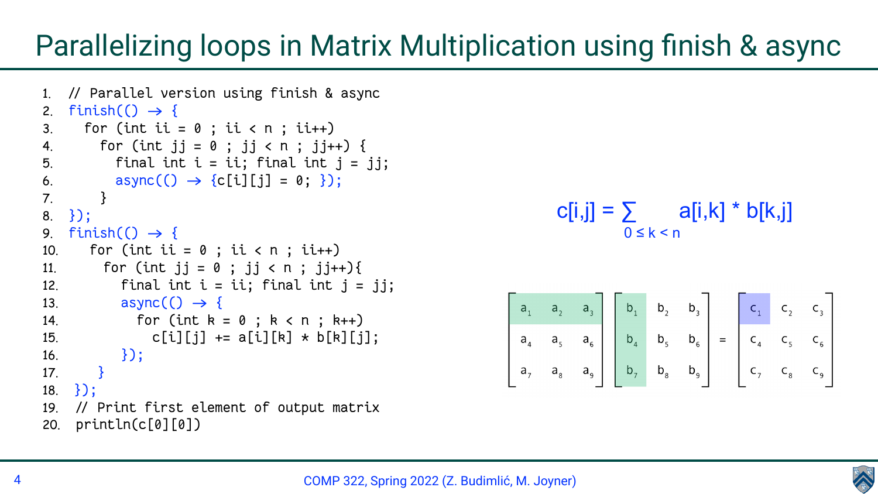# Parallelizing loops in Matrix Multiplication using finish & async

```
1.  // Parallel version using finish & async
2.  finish(() → {
3.    for (int ii = 0 ; ii < n ; ii++)
4.      for (int jj = 0 ; jj < n ; jj++) {
5.        final int i = ii; final int j = jj;
6.        async(() → {c[i][j] = 0; });
7.      }
8.  });
9.  finish(() → {
10.   for (int ii = 0 ; ii < n ; ii++)
11.     for (int jj = 0 ; jj < n ; jj++){
12.       final int i = ii; final int j = jj;
13.       async(() → {
14.         for (int k = 0 ; k < n ; k++)
15.           c[i][j] += a[i][k] * b[k][j];
16.       });
17.     }
18. });
19. // Print first element of output matrix
20. println(c[0][0])
```

$$c[i,j] = \sum_{0 \leq k < n} a[i,k] * b[k,j]$$

$$\begin{bmatrix} a_1 & a_2 & a_3 \\ a_4 & a_5 & a_6 \\ a_7 & a_8 & a_9 \end{bmatrix} \begin{bmatrix} b_1 & b_2 & b_3 \\ b_4 & b_5 & b_6 \\ b_7 & b_8 & b_9 \end{bmatrix} = \begin{bmatrix} c_1 & c_2 & c_3 \\ c_4 & c_5 & c_6 \\ c_7 & c_8 & c_9 \end{bmatrix}$$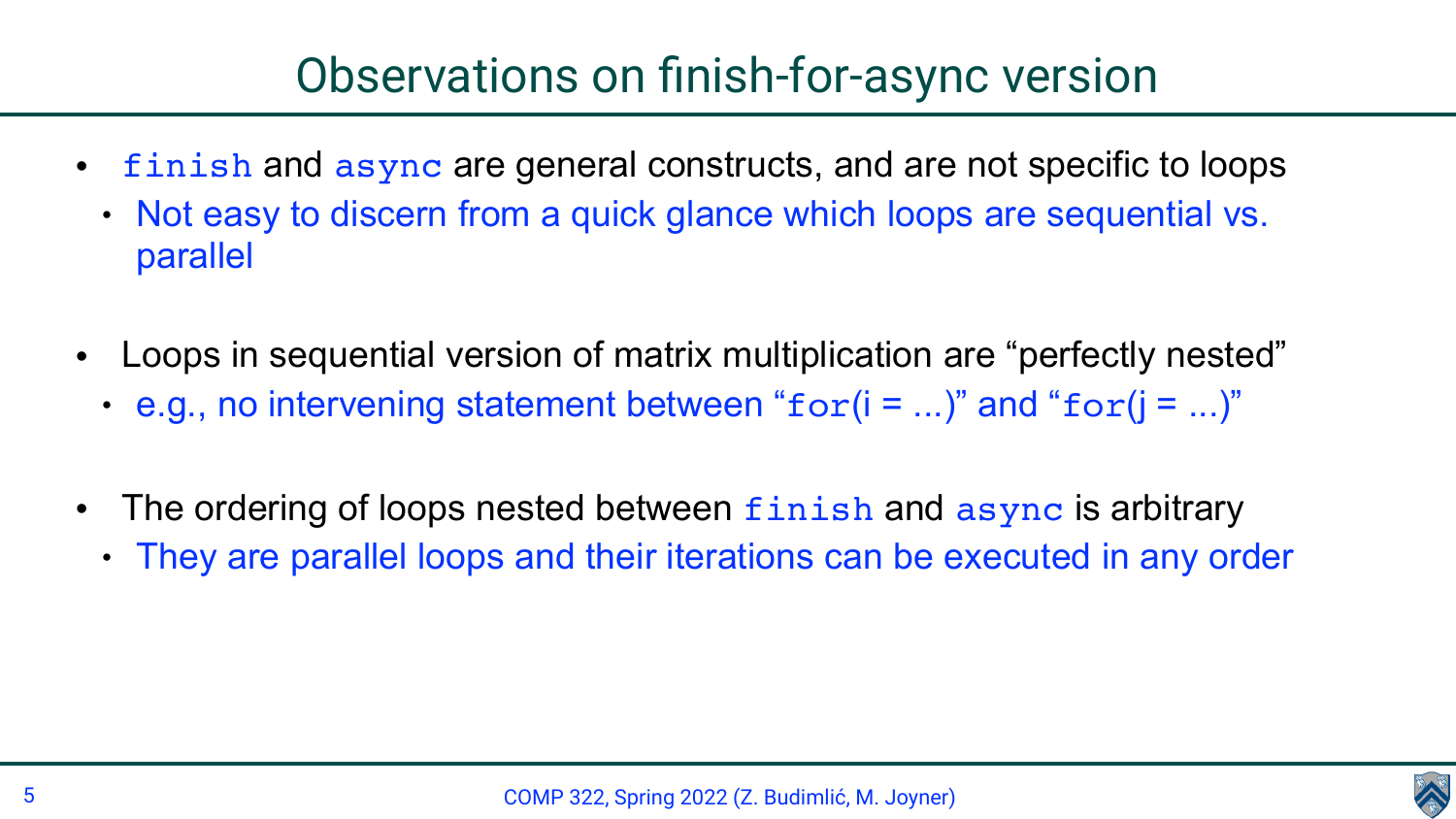# Observations on finish-for-async version

- `finish` and `async` are general constructs, and are not specific to loops
  - Not easy to discern from a quick glance which loops are sequential vs. parallel
- Loops in sequential version of matrix multiplication are "perfectly nested"
  - e.g., no intervening statement between "`for`(i = ...)" and "`for`(j = ...)"
- The ordering of loops nested between `finish` and `async` is arbitrary
  - They are parallel loops and their iterations can be executed in any order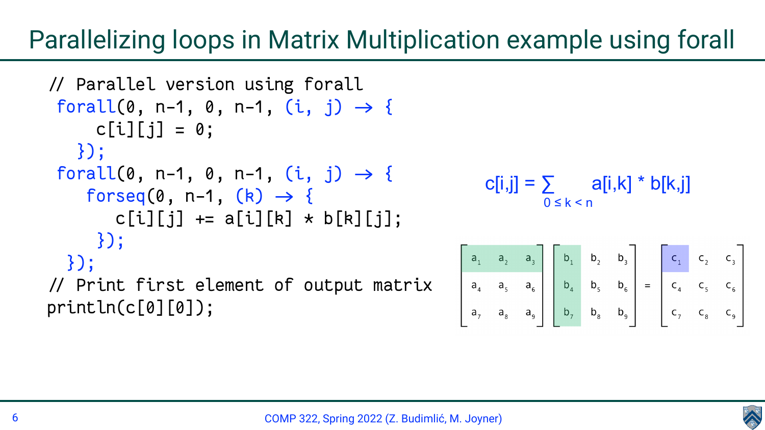# Parallelizing loops in Matrix Multiplication example using forall

```
// Parallel version using forall
 forall(0, n-1, 0, n-1, (i, j) → {
     c[i][j] = 0;
   });
 forall(0, n-1, 0, n-1, (i, j) → {
    forseq(0, n-1, (k) → {
       c[i][j] += a[i][k] * b[k][j];
     });
  });
// Print first element of output matrix
println(c[0][0]);
```

$$c[i,j] = \sum_{0 \le k < n} a[i,k] * b[k,j]$$

$$\begin{bmatrix} a_1 & a_2 & a_3 \\ a_4 & a_5 & a_6 \\ a_7 & a_8 & a_9 \end{bmatrix} \begin{bmatrix} b_1 & b_2 & b_3 \\ b_4 & b_5 & b_6 \\ b_7 & b_8 & b_9 \end{bmatrix} = \begin{bmatrix} c_1 & c_2 & c_3 \\ c_4 & c_5 & c_6 \\ c_7 & c_8 & c_9 \end{bmatrix}$$

COMP 322, Spring 2022 (Z. Budimlić, M. Joyner)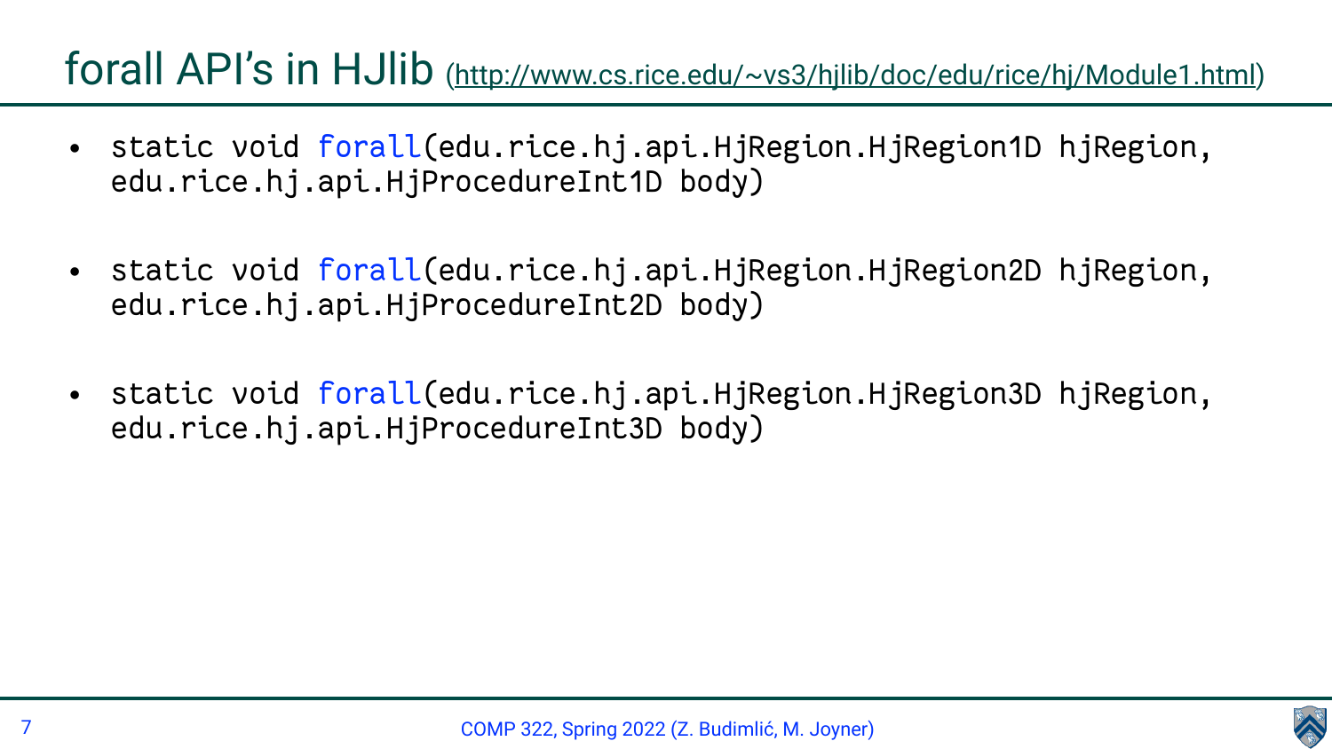# forall API's in HJlib (http://www.cs.rice.edu/~vs3/hjlib/doc/edu/rice/hj/Module1.html)

- `static void forall(edu.rice.hj.api.HjRegion.HjRegion1D hjRegion, edu.rice.hj.api.HjProcedureInt1D body)`
- `static void forall(edu.rice.hj.api.HjRegion.HjRegion2D hjRegion, edu.rice.hj.api.HjProcedureInt2D body)`
- `static void forall(edu.rice.hj.api.HjRegion.HjRegion3D hjRegion, edu.rice.hj.api.HjProcedureInt3D body)`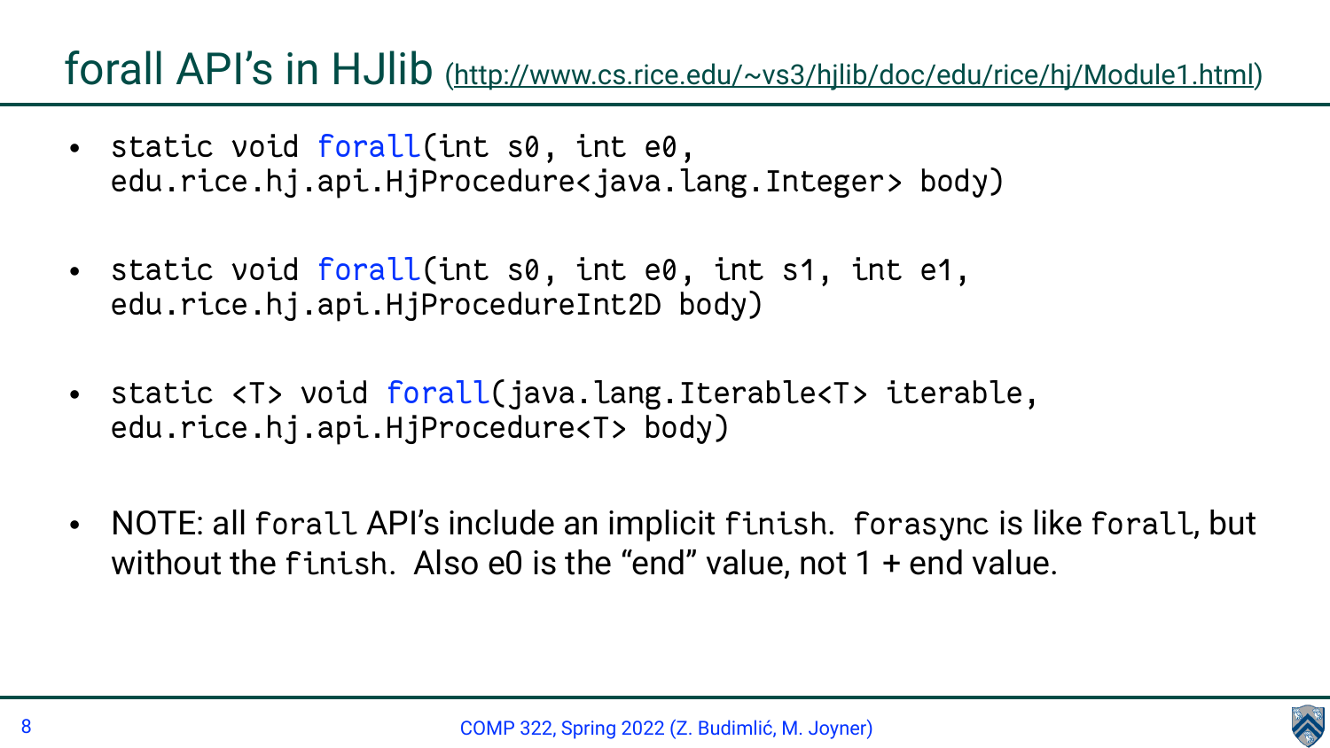# forall API's in HJlib (http://www.cs.rice.edu/~vs3/hjlib/doc/edu/rice/hj/Module1.html)

- `static void forall(int s0, int e0, edu.rice.hj.api.HjProcedure<java.lang.Integer> body)`

- `static void forall(int s0, int e0, int s1, int e1, edu.rice.hj.api.HjProcedureInt2D body)`

- `static <T> void forall(java.lang.Iterable<T> iterable, edu.rice.hj.api.HjProcedure<T> body)`

- NOTE: all `forall` API's include an implicit `finish`. `forasync` is like `forall`, but without the `finish`. Also e0 is the "end" value, not 1 + end value.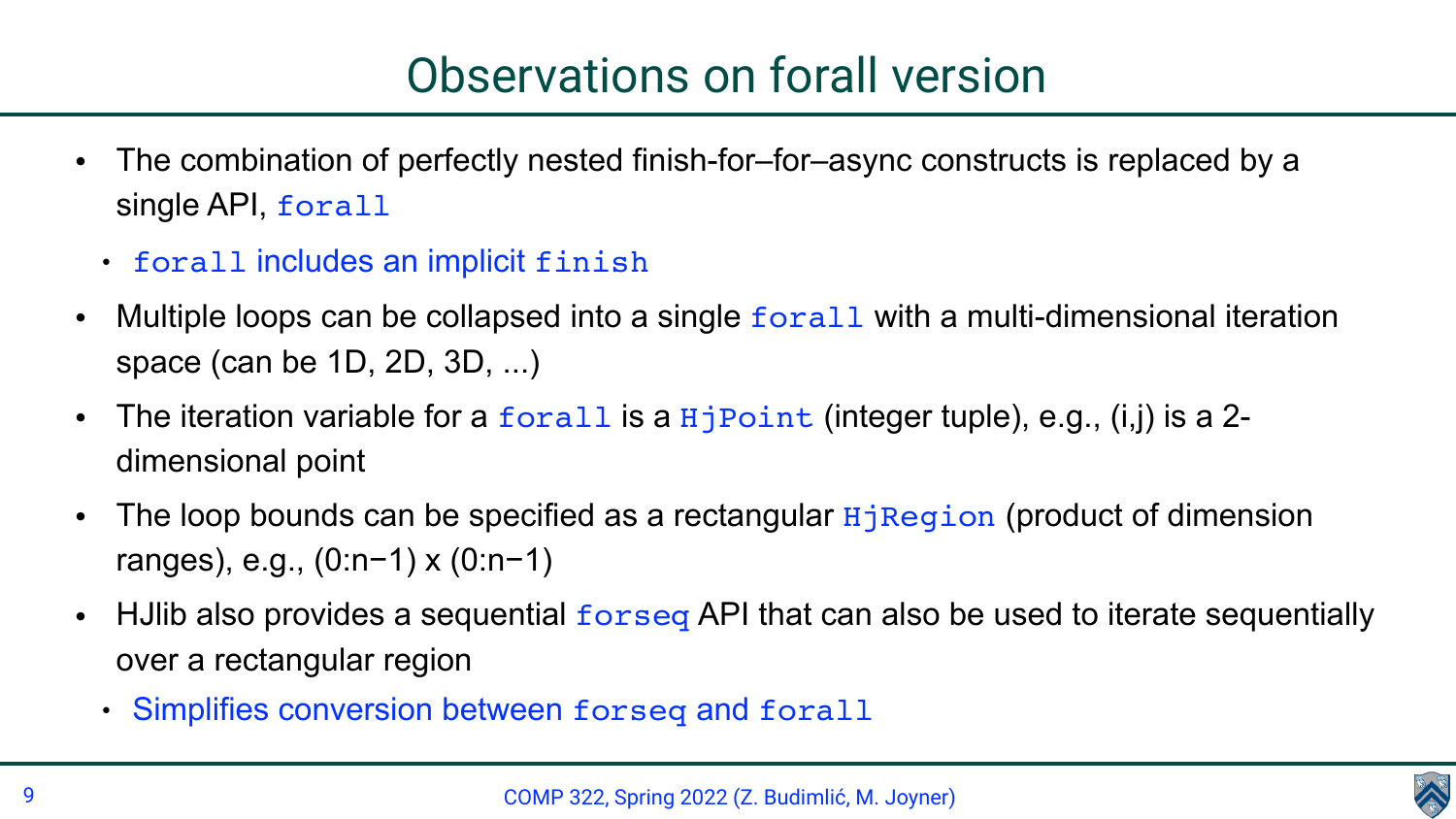# Observations on forall version

- The combination of perfectly nested finish-for–for–async constructs is replaced by a single API, `forall`
  - `forall` includes an implicit `finish`
- Multiple loops can be collapsed into a single `forall` with a multi-dimensional iteration space (can be 1D, 2D, 3D, ...)
- The iteration variable for a `forall` is a `HjPoint` (integer tuple), e.g., (i,j) is a 2-dimensional point
- The loop bounds can be specified as a rectangular `HjRegion` (product of dimension ranges), e.g., (0:n−1) x (0:n−1)
- HJlib also provides a sequential `forseq` API that can also be used to iterate sequentially over a rectangular region
  - Simplifies conversion between `forseq` and `forall`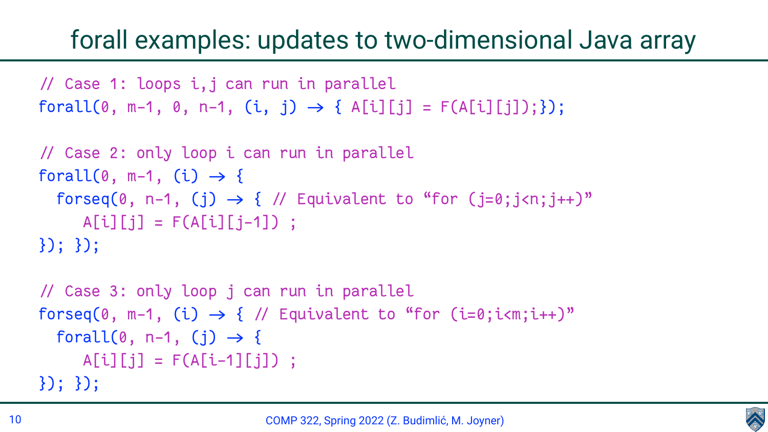# forall examples: updates to two-dimensional Java array

```
// Case 1: loops i,j can run in parallel
forall(0, m-1, 0, n-1, (i, j) → { A[i][j] = F(A[i][j]);});

// Case 2: only loop i can run in parallel
forall(0, m-1, (i) → {
  forseq(0, n-1, (j) → { // Equivalent to "for (j=0;j<n;j++)"
     A[i][j] = F(A[i][j-1]) ;
}); });

// Case 3: only loop j can run in parallel
forseq(0, m-1, (i) → { // Equivalent to "for (i=0;i<m;i++)"
  forall(0, n-1, (j) → {
     A[i][j] = F(A[i-1][j]) ;
}); });
```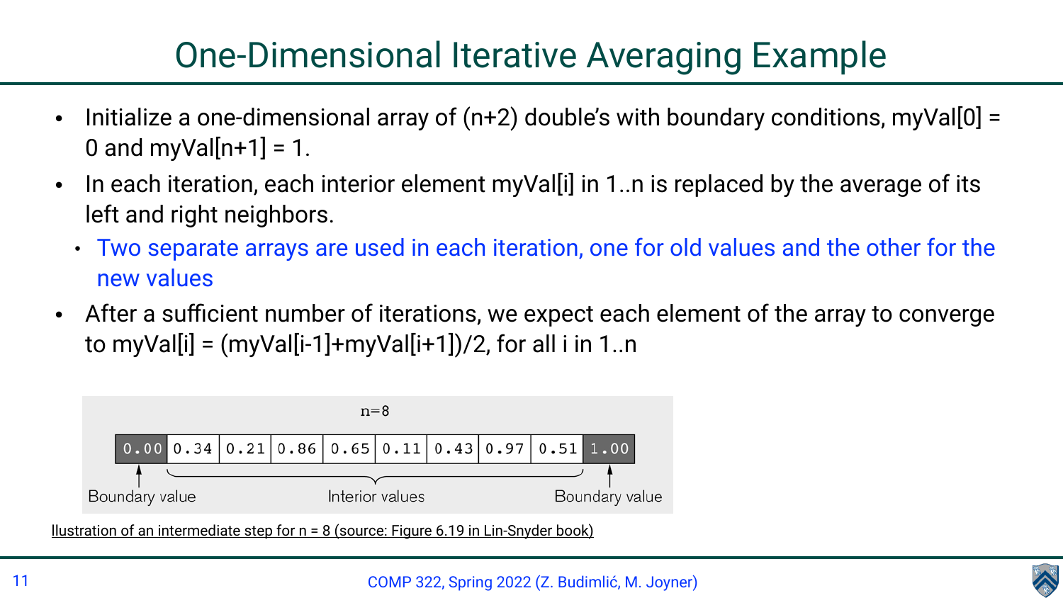# One-Dimensional Iterative Averaging Example

- Initialize a one-dimensional array of (n+2) double's with boundary conditions, myVal[0] = 0 and myVal[n+1] = 1.
- In each iteration, each interior element myVal[i] in 1..n is replaced by the average of its left and right neighbors.
  - Two separate arrays are used in each iteration, one for old values and the other for the new values
- After a sufficient number of iterations, we expect each element of the array to converge to myVal[i] = (myVal[i-1]+myVal[i+1])/2, for all i in 1..n

n=8

| 0.00 | 0.34 | 0.21 | 0.86 | 0.65 | 0.11 | 0.43 | 0.97 | 0.51 | 1.00 |
|---|---|---|---|---|---|---|---|---|---|
| Boundary value | Interior values | | | | | | | | Boundary value |

Illustration of an intermediate step for n = 8 (source: Figure 6.19 in Lin-Snyder book)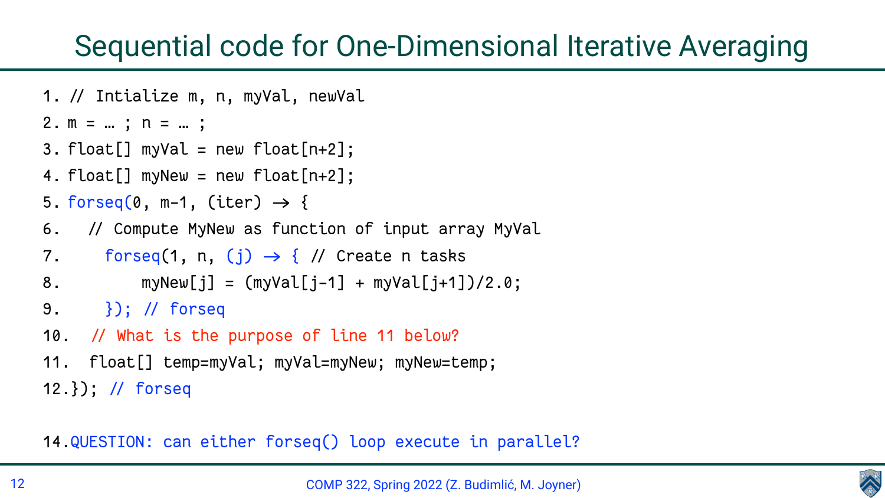# Sequential code for One-Dimensional Iterative Averaging

```
1. // Intialize m, n, myVal, newVal
2. m = … ; n = … ;
3. float[] myVal = new float[n+2];
4. float[] myNew = new float[n+2];
5. forseq(0, m-1, (iter) → {
6.   // Compute MyNew as function of input array MyVal
7.     forseq(1, n, (j) → { // Create n tasks
8.         myNew[j] = (myVal[j-1] + myVal[j+1])/2.0;
9.     }); // forseq
10.  // What is the purpose of line 11 below?
11.  float[] temp=myVal; myVal=myNew; myNew=temp;
12.}); // forseq

14.QUESTION: can either forseq() loop execute in parallel?
```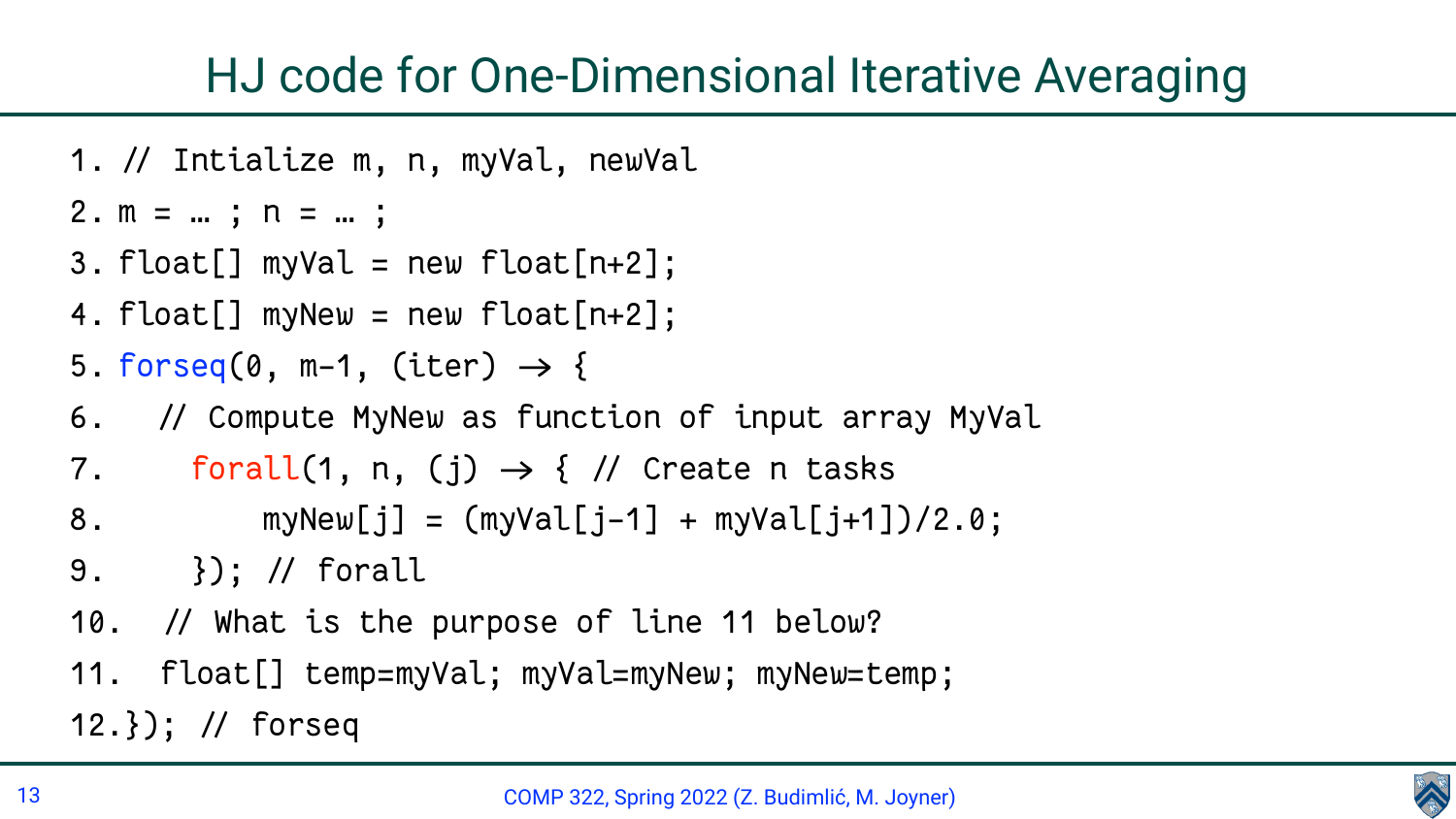# HJ code for One-Dimensional Iterative Averaging

```
1. // Intialize m, n, myVal, newVal
2. m = … ; n = … ;
3. float[] myVal = new float[n+2];
4. float[] myNew = new float[n+2];
5. forseq(0, m-1, (iter) → {
6.   // Compute MyNew as function of input array MyVal
7.     forall(1, n, (j) → { // Create n tasks
8.         myNew[j] = (myVal[j-1] + myVal[j+1])/2.0;
9.     }); // forall
10.   // What is the purpose of line 11 below?
11.   float[] temp=myVal; myVal=myNew; myNew=temp;
12.}); // forseq
```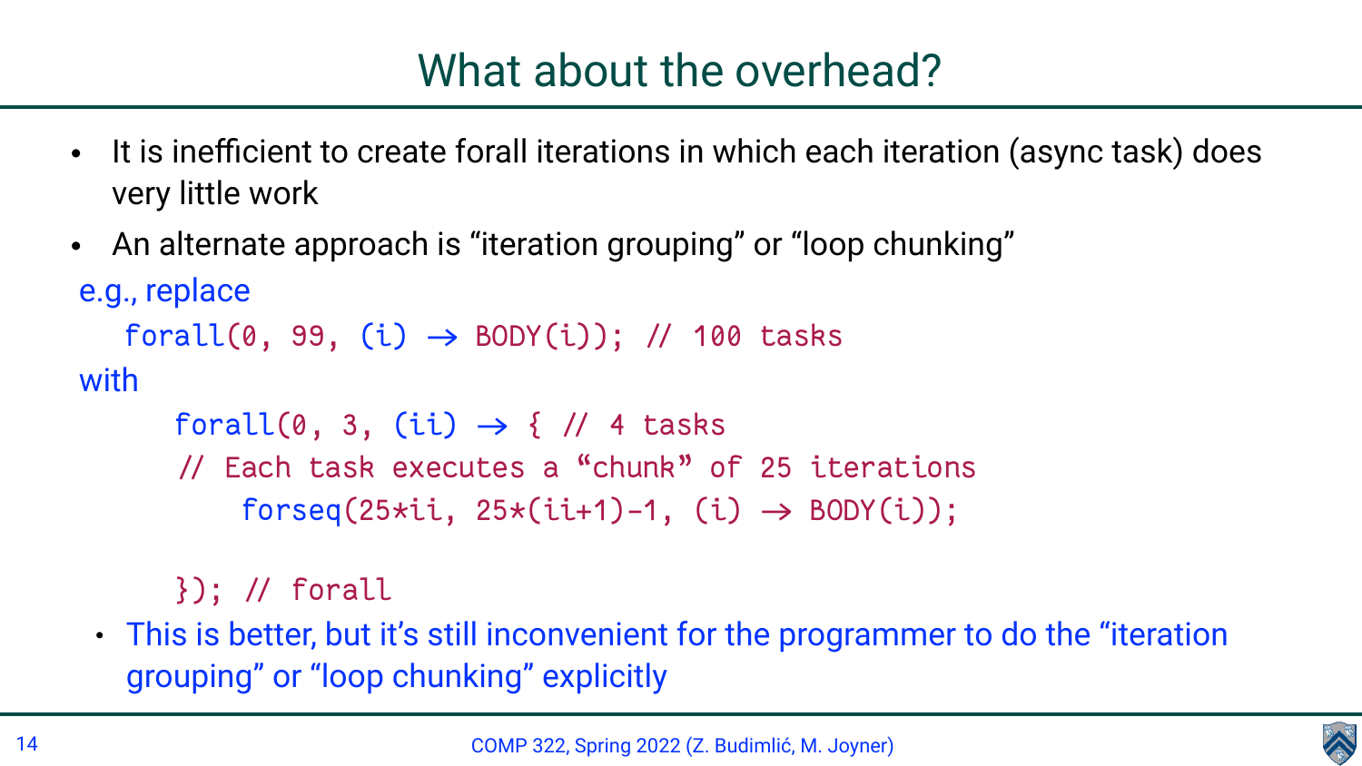# What about the overhead?

- It is inefficient to create forall iterations in which each iteration (async task) does very little work
- An alternate approach is "iteration grouping" or "loop chunking"

e.g., replace

```
forall(0, 99, (i) -> BODY(i)); // 100 tasks
```

with

```
forall(0, 3, (ii) -> { // 4 tasks
// Each task executes a "chunk" of 25 iterations
    forseq(25*ii, 25*(ii+1)-1, (i) -> BODY(i));

}); // forall
```

- This is better, but it's still inconvenient for the programmer to do the "iteration grouping" or "loop chunking" explicitly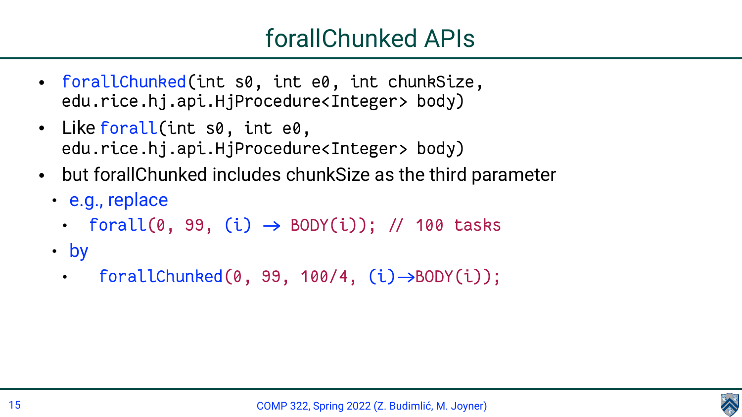# forallChunked APIs

- `forallChunked(int s0, int e0, int chunkSize, edu.rice.hj.api.HjProcedure<Integer> body)`
- Like `forall(int s0, int e0, edu.rice.hj.api.HjProcedure<Integer> body)`
- but forallChunked includes chunkSize as the third parameter
  - e.g., replace
    - `forall(0, 99, (i) -> BODY(i)); // 100 tasks`
  - by
    - `forallChunked(0, 99, 100/4, (i)->BODY(i));`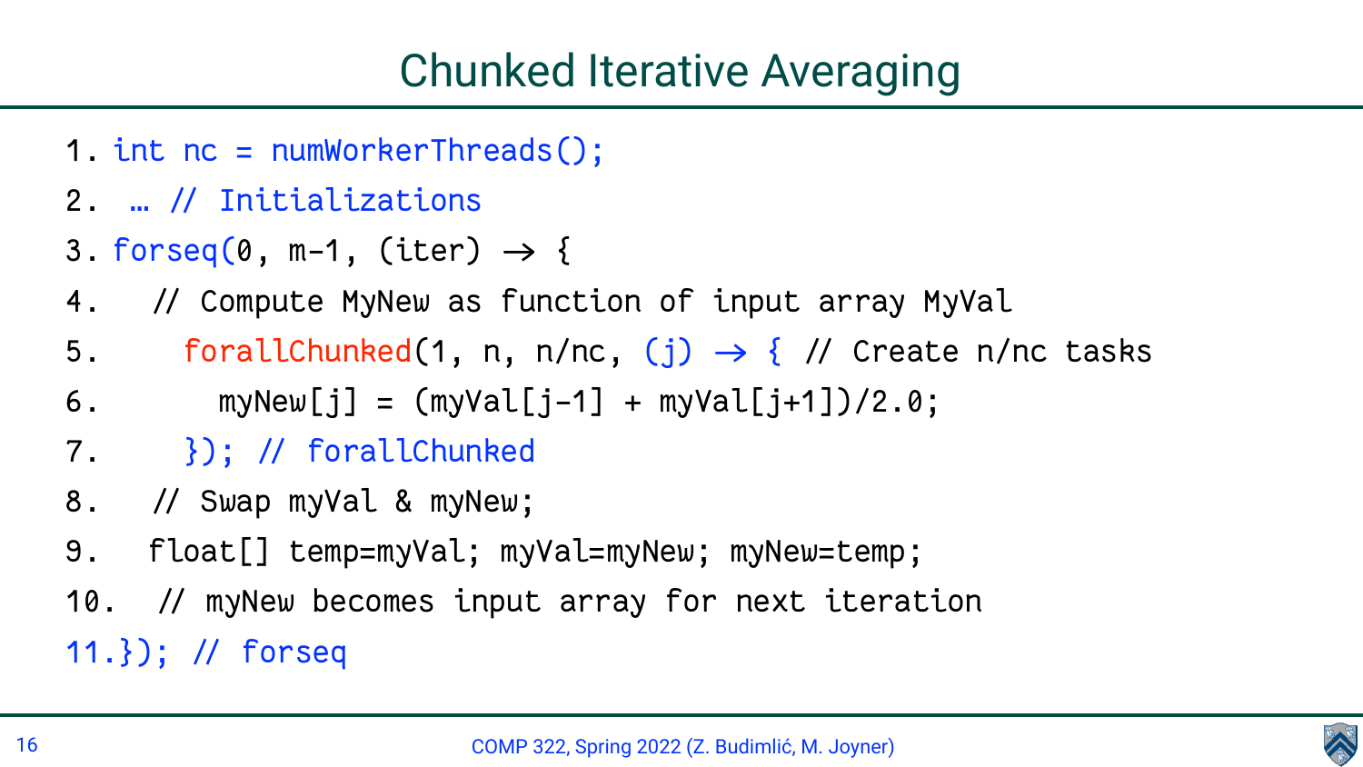# Chunked Iterative Averaging

```
1. int nc = numWorkerThreads();
2.  … // Initializations
3. forseq(0, m-1, (iter) → {
4.   // Compute MyNew as function of input array MyVal
5.     forallChunked(1, n, n/nc, (j) → { // Create n/nc tasks
6.       myNew[j] = (myVal[j-1] + myVal[j+1])/2.0;
7.     }); // forallChunked
8.   // Swap myVal & myNew;
9.   float[] temp=myVal; myVal=myNew; myNew=temp;
10.  // myNew becomes input array for next iteration
11.}); // forseq
```